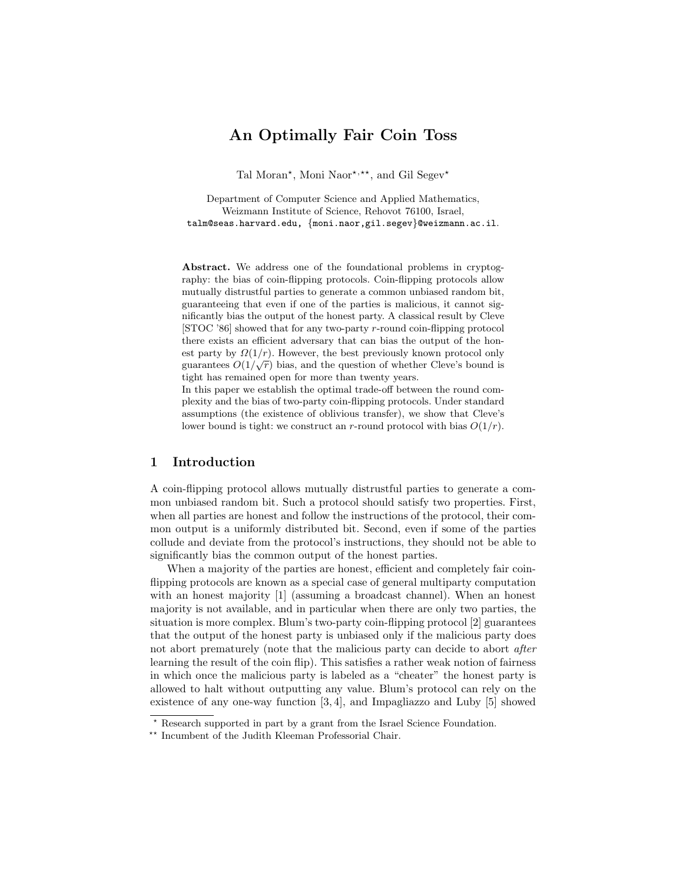# An Optimally Fair Coin Toss

Tal Moran*, Moni Naor*,**, and Gil Segev*

Department of Computer Science and Applied Mathematics,
Weizmann Institute of Science, Rehovot 76100, Israel,
talm@seas.harvard.edu, {moni.naor,gil.segev}@weizmann.ac.il.

**Abstract.** We address one of the foundational problems in cryptography: the bias of coin-flipping protocols. Coin-flipping protocols allow mutually distrustful parties to generate a common unbiased random bit, guaranteeing that even if one of the parties is malicious, it cannot significantly bias the output of the honest party. A classical result by Cleve [STOC '86] showed that for any two-party $r$-round coin-flipping protocol there exists an efficient adversary that can bias the output of the honest party by $\Omega(1/r)$. However, the best previously known protocol only guarantees $O(1/\sqrt{r})$ bias, and the question of whether Cleve's bound is tight has remained open for more than twenty years.

In this paper we establish the optimal trade-off between the round complexity and the bias of two-party coin-flipping protocols. Under standard assumptions (the existence of oblivious transfer), we show that Cleve's lower bound is tight: we construct an $r$-round protocol with bias $O(1/r)$.

## 1 Introduction

A coin-flipping protocol allows mutually distrustful parties to generate a common unbiased random bit. Such a protocol should satisfy two properties. First, when all parties are honest and follow the instructions of the protocol, their common output is a uniformly distributed bit. Second, even if some of the parties collude and deviate from the protocol's instructions, they should not be able to significantly bias the common output of the honest parties.

When a majority of the parties are honest, efficient and completely fair coin-flipping protocols are known as a special case of general multiparty computation with an honest majority [1] (assuming a broadcast channel). When an honest majority is not available, and in particular when there are only two parties, the situation is more complex. Blum's two-party coin-flipping protocol [2] guarantees that the output of the honest party is unbiased only if the malicious party does not abort prematurely (note that the malicious party can decide to abort *after* learning the result of the coin flip). This satisfies a rather weak notion of fairness in which once the malicious party is labeled as a "cheater" the honest party is allowed to halt without outputting any value. Blum's protocol can rely on the existence of any one-way function [3, 4], and Impagliazzo and Luby [5] showed

---

* Research supported in part by a grant from the Israel Science Foundation.

** Incumbent of the Judith Kleeman Professorial Chair.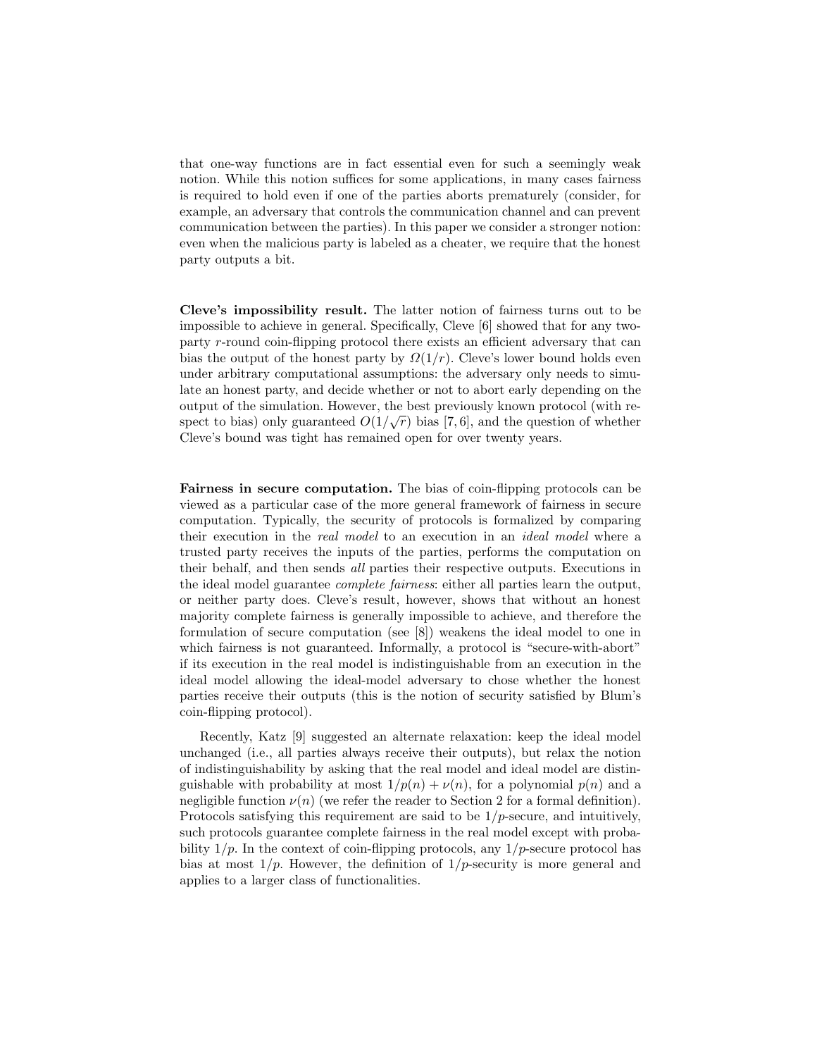that one-way functions are in fact essential even for such a seemingly weak notion. While this notion suffices for some applications, in many cases fairness is required to hold even if one of the parties aborts prematurely (consider, for example, an adversary that controls the communication channel and can prevent communication between the parties). In this paper we consider a stronger notion: even when the malicious party is labeled as a cheater, we require that the honest party outputs a bit.

**Cleve's impossibility result.** The latter notion of fairness turns out to be impossible to achieve in general. Specifically, Cleve [6] showed that for any two-party $r$-round coin-flipping protocol there exists an efficient adversary that can bias the output of the honest party by $\Omega(1/r)$. Cleve's lower bound holds even under arbitrary computational assumptions: the adversary only needs to simulate an honest party, and decide whether or not to abort early depending on the output of the simulation. However, the best previously known protocol (with respect to bias) only guaranteed $O(1/\sqrt{r})$ bias [7, 6], and the question of whether Cleve's bound was tight has remained open for over twenty years.

**Fairness in secure computation.** The bias of coin-flipping protocols can be viewed as a particular case of the more general framework of fairness in secure computation. Typically, the security of protocols is formalized by comparing their execution in the *real model* to an execution in an *ideal model* where a trusted party receives the inputs of the parties, performs the computation on their behalf, and then sends *all* parties their respective outputs. Executions in the ideal model guarantee *complete fairness*: either all parties learn the output, or neither party does. Cleve's result, however, shows that without an honest majority complete fairness is generally impossible to achieve, and therefore the formulation of secure computation (see [8]) weakens the ideal model to one in which fairness is not guaranteed. Informally, a protocol is "secure-with-abort" if its execution in the real model is indistinguishable from an execution in the ideal model allowing the ideal-model adversary to chose whether the honest parties receive their outputs (this is the notion of security satisfied by Blum's coin-flipping protocol).

Recently, Katz [9] suggested an alternate relaxation: keep the ideal model unchanged (i.e., all parties always receive their outputs), but relax the notion of indistinguishability by asking that the real model and ideal model are distinguishable with probability at most $1/p(n) + \nu(n)$, for a polynomial $p(n)$ and a negligible function $\nu(n)$ (we refer the reader to Section 2 for a formal definition). Protocols satisfying this requirement are said to be $1/p$-secure, and intuitively, such protocols guarantee complete fairness in the real model except with probability $1/p$. In the context of coin-flipping protocols, any $1/p$-secure protocol has bias at most $1/p$. However, the definition of $1/p$-security is more general and applies to a larger class of functionalities.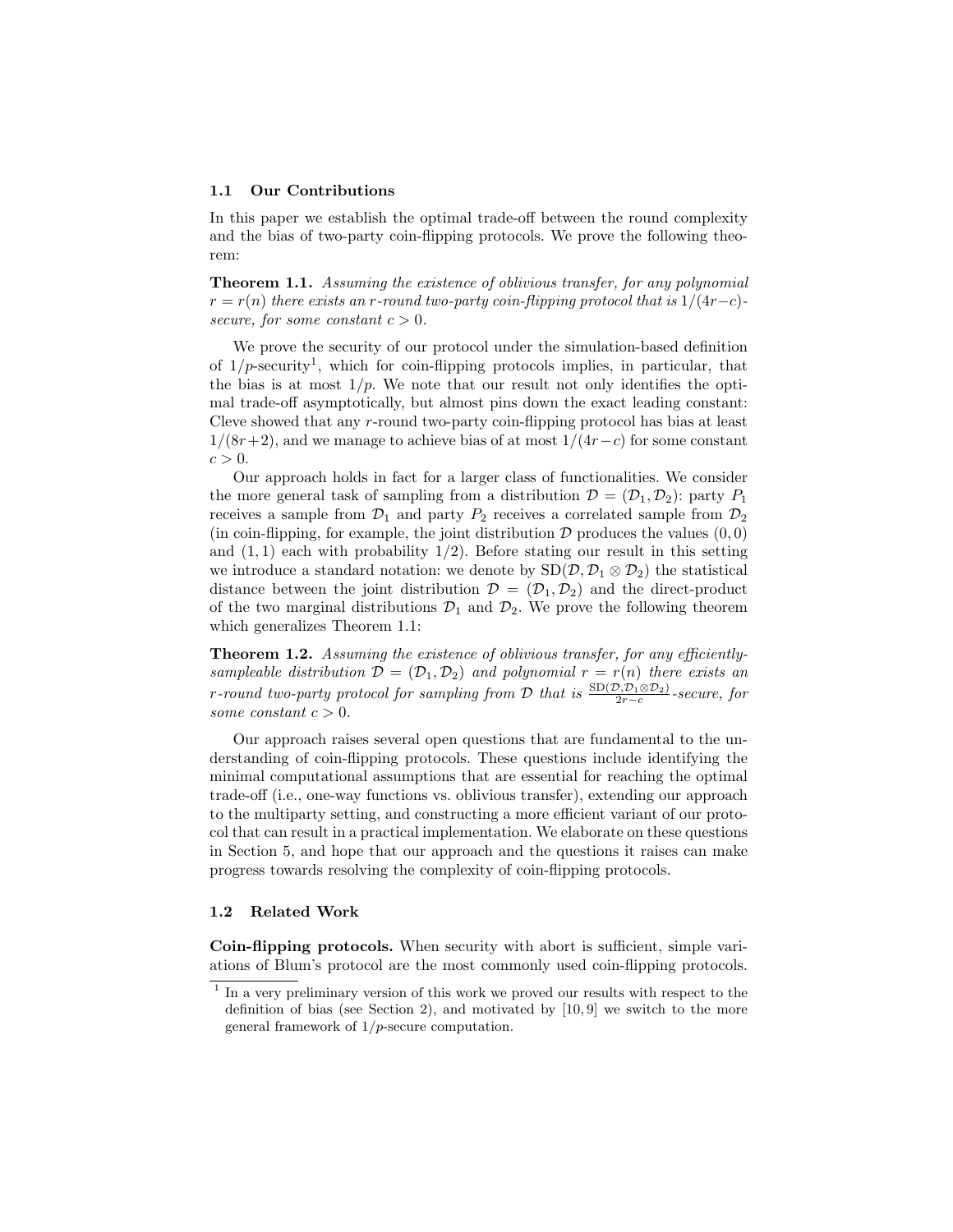### 1.1 Our Contributions

In this paper we establish the optimal trade-off between the round complexity and the bias of two-party coin-flipping protocols. We prove the following theorem:

**Theorem 1.1.** *Assuming the existence of oblivious transfer, for any polynomial $r = r(n)$ there exists an $r$-round two-party coin-flipping protocol that is $1/(4r-c)$-secure, for some constant $c > 0$.*

We prove the security of our protocol under the simulation-based definition of $1/p$-security[1], which for coin-flipping protocols implies, in particular, that the bias is at most $1/p$. We note that our result not only identifies the optimal trade-off asymptotically, but almost pins down the exact leading constant: Cleve showed that any $r$-round two-party coin-flipping protocol has bias at least $1/(8r+2)$, and we manage to achieve bias of at most $1/(4r-c)$ for some constant $c > 0$.

Our approach holds in fact for a larger class of functionalities. We consider the more general task of sampling from a distribution $\mathcal{D} = (\mathcal{D}_1, \mathcal{D}_2)$: party $P_1$ receives a sample from $\mathcal{D}_1$ and party $P_2$ receives a correlated sample from $\mathcal{D}_2$ (in coin-flipping, for example, the joint distribution $\mathcal{D}$ produces the values $(0, 0)$ and $(1, 1)$ each with probability $1/2$). Before stating our result in this setting we introduce a standard notation: we denote by $\mathrm{SD}(\mathcal{D}, \mathcal{D}_1 \otimes \mathcal{D}_2)$ the statistical distance between the joint distribution $\mathcal{D} = (\mathcal{D}_1, \mathcal{D}_2)$ and the direct-product of the two marginal distributions $\mathcal{D}_1$ and $\mathcal{D}_2$. We prove the following theorem which generalizes Theorem 1.1:

**Theorem 1.2.** *Assuming the existence of oblivious transfer, for any efficiently-sampleable distribution $\mathcal{D} = (\mathcal{D}_1, \mathcal{D}_2)$ and polynomial $r = r(n)$ there exists an $r$-round two-party protocol for sampling from $\mathcal{D}$ that is $\frac{\mathrm{SD}(\mathcal{D}, \mathcal{D}_1 \otimes \mathcal{D}_2)}{2r-c}$-secure, for some constant $c > 0$.*

Our approach raises several open questions that are fundamental to the understanding of coin-flipping protocols. These questions include identifying the minimal computational assumptions that are essential for reaching the optimal trade-off (i.e., one-way functions vs. oblivious transfer), extending our approach to the multiparty setting, and constructing a more efficient variant of our protocol that can result in a practical implementation. We elaborate on these questions in Section 5, and hope that our approach and the questions it raises can make progress towards resolving the complexity of coin-flipping protocols.

### 1.2 Related Work

**Coin-flipping protocols.** When security with abort is sufficient, simple variations of Blum's protocol are the most commonly used coin-flipping protocols.

[1] In a very preliminary version of this work we proved our results with respect to the definition of bias (see Section 2), and motivated by [10, 9] we switch to the more general framework of $1/p$-secure computation.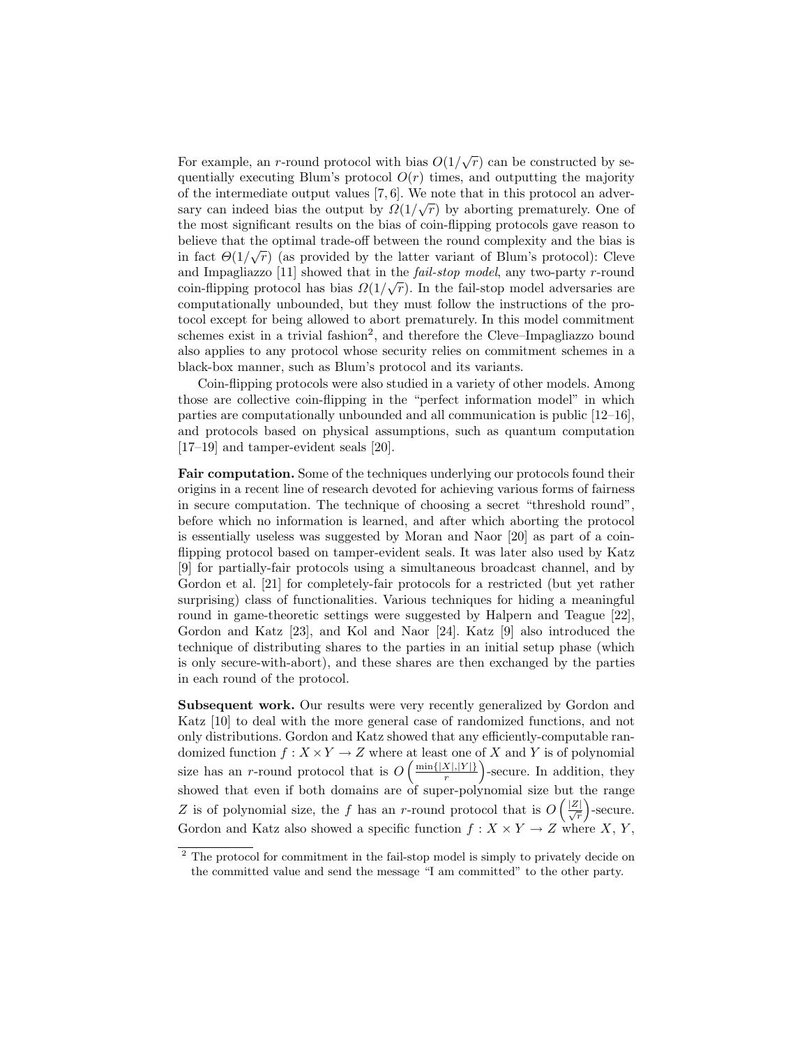For example, an $r$-round protocol with bias $O(1/\sqrt{r})$ can be constructed by sequentially executing Blum's protocol $O(r)$ times, and outputting the majority of the intermediate output values [7, 6]. We note that in this protocol an adversary can indeed bias the output by $\Omega(1/\sqrt{r})$ by aborting prematurely. One of the most significant results on the bias of coin-flipping protocols gave reason to believe that the optimal trade-off between the round complexity and the bias is in fact $\Theta(1/\sqrt{r})$ (as provided by the latter variant of Blum's protocol): Cleve and Impagliazzo [11] showed that in the *fail-stop model*, any two-party $r$-round coin-flipping protocol has bias $\Omega(1/\sqrt{r})$. In the fail-stop model adversaries are computationally unbounded, but they must follow the instructions of the protocol except for being allowed to abort prematurely. In this model commitment schemes exist in a trivial fashion[2], and therefore the Cleve–Impagliazzo bound also applies to any protocol whose security relies on commitment schemes in a black-box manner, such as Blum's protocol and its variants.

Coin-flipping protocols were also studied in a variety of other models. Among those are collective coin-flipping in the "perfect information model" in which parties are computationally unbounded and all communication is public [12–16], and protocols based on physical assumptions, such as quantum computation [17–19] and tamper-evident seals [20].

**Fair computation.** Some of the techniques underlying our protocols found their origins in a recent line of research devoted for achieving various forms of fairness in secure computation. The technique of choosing a secret "threshold round", before which no information is learned, and after which aborting the protocol is essentially useless was suggested by Moran and Naor [20] as part of a coin-flipping protocol based on tamper-evident seals. It was later also used by Katz [9] for partially-fair protocols using a simultaneous broadcast channel, and by Gordon et al. [21] for completely-fair protocols for a restricted (but yet rather surprising) class of functionalities. Various techniques for hiding a meaningful round in game-theoretic settings were suggested by Halpern and Teague [22], Gordon and Katz [23], and Kol and Naor [24]. Katz [9] also introduced the technique of distributing shares to the parties in an initial setup phase (which is only secure-with-abort), and these shares are then exchanged by the parties in each round of the protocol.

**Subsequent work.** Our results were very recently generalized by Gordon and Katz [10] to deal with the more general case of randomized functions, and not only distributions. Gordon and Katz showed that any efficiently-computable randomized function $f : X \times Y \to Z$ where at least one of $X$ and $Y$ is of polynomial size has an $r$-round protocol that is $O\left(\frac{\min\{|X|,|Y|\}}{r}\right)$-secure. In addition, they showed that even if both domains are of super-polynomial size but the range $Z$ is of polynomial size, the $f$ has an $r$-round protocol that is $O\left(\frac{|Z|}{\sqrt{r}}\right)$-secure. Gordon and Katz also showed a specific function $f : X \times Y \to Z$ where $X$, $Y$,

[2] The protocol for commitment in the fail-stop model is simply to privately decide on the committed value and send the message "I am committed" to the other party.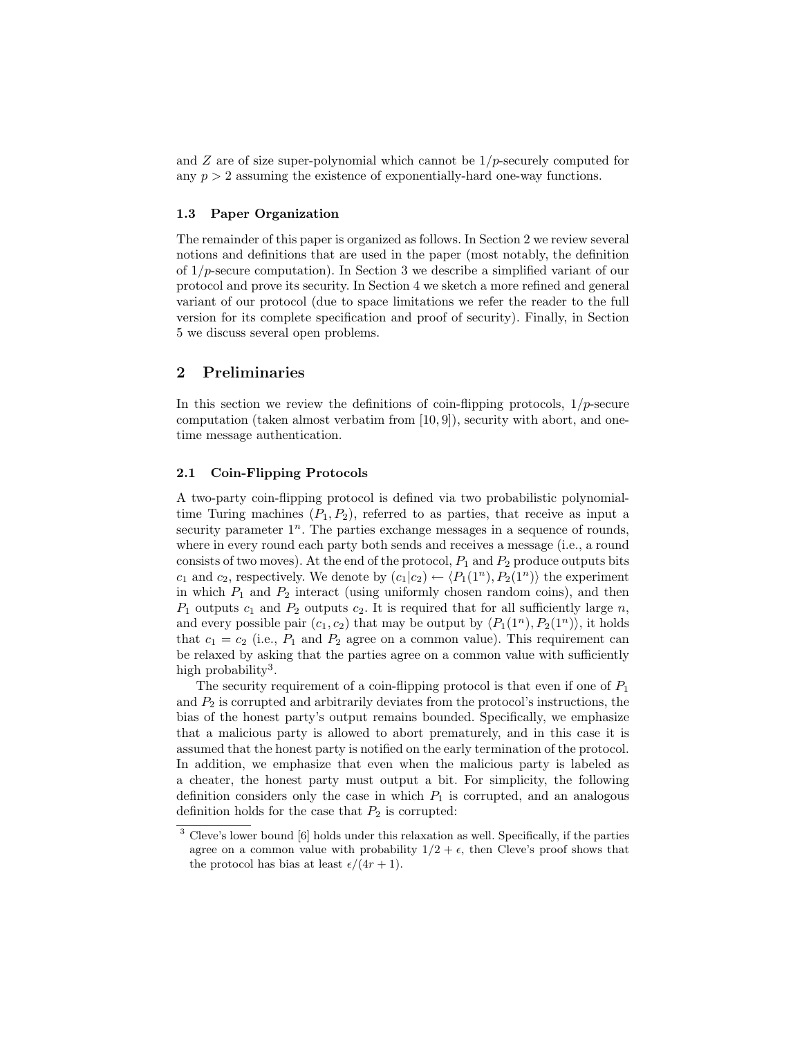and $Z$ are of size super-polynomial which cannot be $1/p$-securely computed for any $p > 2$ assuming the existence of exponentially-hard one-way functions.

### 1.3 Paper Organization

The remainder of this paper is organized as follows. In Section 2 we review several notions and definitions that are used in the paper (most notably, the definition of $1/p$-secure computation). In Section 3 we describe a simplified variant of our protocol and prove its security. In Section 4 we sketch a more refined and general variant of our protocol (due to space limitations we refer the reader to the full version for its complete specification and proof of security). Finally, in Section 5 we discuss several open problems.

## 2 Preliminaries

In this section we review the definitions of coin-flipping protocols, $1/p$-secure computation (taken almost verbatim from [10, 9]), security with abort, and one-time message authentication.

### 2.1 Coin-Flipping Protocols

A two-party coin-flipping protocol is defined via two probabilistic polynomial-time Turing machines $(P_1, P_2)$, referred to as parties, that receive as input a security parameter $1^n$. The parties exchange messages in a sequence of rounds, where in every round each party both sends and receives a message (i.e., a round consists of two moves). At the end of the protocol, $P_1$ and $P_2$ produce outputs bits $c_1$ and $c_2$, respectively. We denote by $(c_1|c_2) \leftarrow \langle P_1(1^n), P_2(1^n)\rangle$ the experiment in which $P_1$ and $P_2$ interact (using uniformly chosen random coins), and then $P_1$ outputs $c_1$ and $P_2$ outputs $c_2$. It is required that for all sufficiently large $n$, and every possible pair $(c_1, c_2)$ that may be output by $\langle P_1(1^n), P_2(1^n)\rangle$, it holds that $c_1 = c_2$ (i.e., $P_1$ and $P_2$ agree on a common value). This requirement can be relaxed by asking that the parties agree on a common value with sufficiently high probability[3].

The security requirement of a coin-flipping protocol is that even if one of $P_1$ and $P_2$ is corrupted and arbitrarily deviates from the protocol's instructions, the bias of the honest party's output remains bounded. Specifically, we emphasize that a malicious party is allowed to abort prematurely, and in this case it is assumed that the honest party is notified on the early termination of the protocol. In addition, we emphasize that even when the malicious party is labeled as a cheater, the honest party must output a bit. For simplicity, the following definition considers only the case in which $P_1$ is corrupted, and an analogous definition holds for the case that $P_2$ is corrupted:

[3] Cleve's lower bound [6] holds under this relaxation as well. Specifically, if the parties agree on a common value with probability $1/2 + \epsilon$, then Cleve's proof shows that the protocol has bias at least $\epsilon/(4r + 1)$.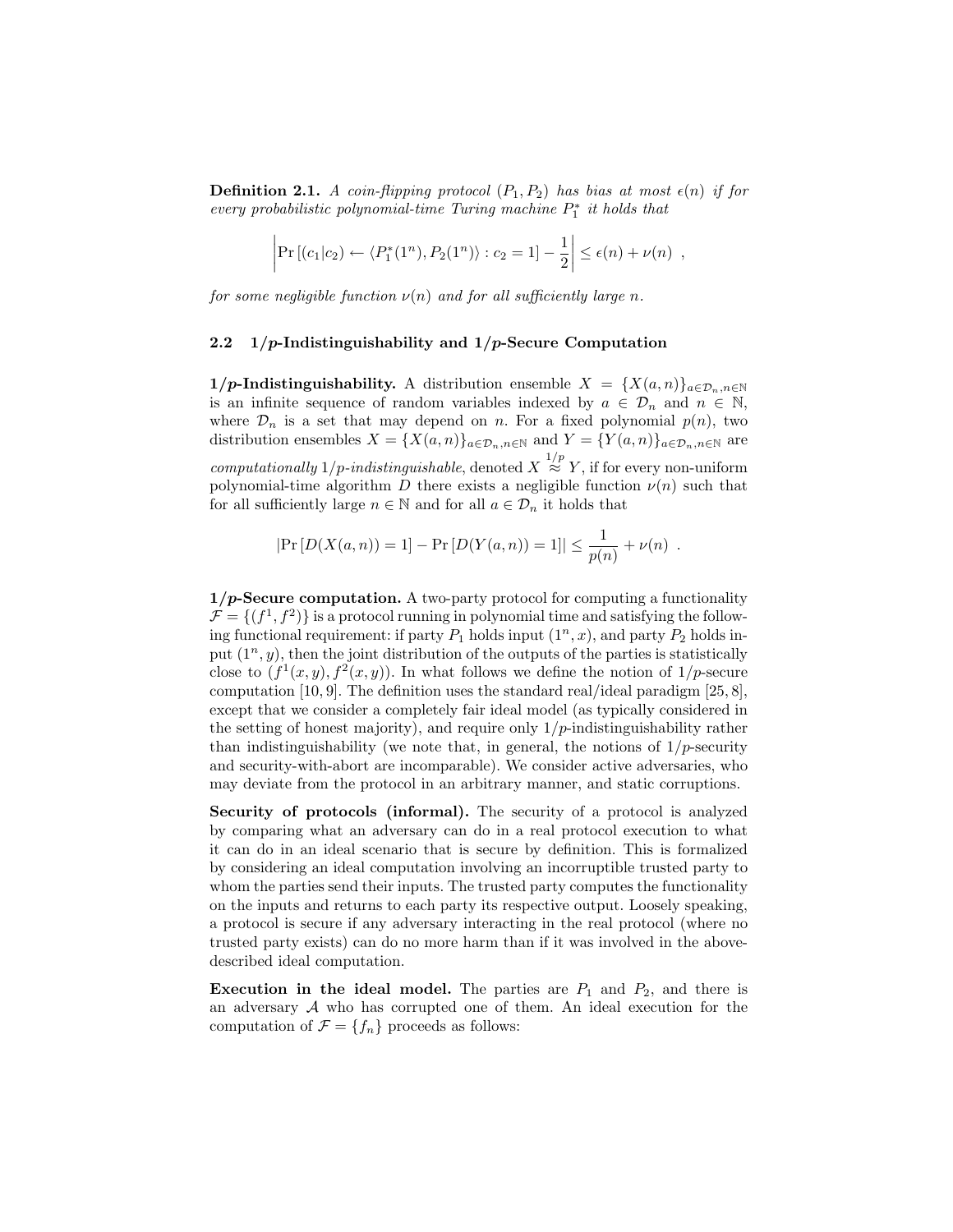**Definition 2.1.** *A coin-flipping protocol $(P_1, P_2)$ has bias at most $\epsilon(n)$ if for every probabilistic polynomial-time Turing machine $P_1^*$ it holds that*

$$\left| \Pr\left[(c_1|c_2) \leftarrow \langle P_1^*(1^n), P_2(1^n)\rangle : c_2 = 1\right] - \frac{1}{2} \right| \leq \epsilon(n) + \nu(n) \enspace ,$$

*for some negligible function $\nu(n)$ and for all sufficiently large $n$.*

### 2.2 $1/p$-Indistinguishability and $1/p$-Secure Computation

**$1/p$-Indistinguishability.** A distribution ensemble $X = \{X(a,n)\}_{a \in \mathcal{D}_n, n \in \mathbb{N}}$ is an infinite sequence of random variables indexed by $a \in \mathcal{D}_n$ and $n \in \mathbb{N}$, where $\mathcal{D}_n$ is a set that may depend on $n$. For a fixed polynomial $p(n)$, two distribution ensembles $X = \{X(a,n)\}_{a \in \mathcal{D}_n, n \in \mathbb{N}}$ and $Y = \{Y(a,n)\}_{a \in \mathcal{D}_n, n \in \mathbb{N}}$ are *computationally $1/p$-indistinguishable*, denoted $X \overset{1/p}{\approx} Y$, if for every non-uniform polynomial-time algorithm $D$ there exists a negligible function $\nu(n)$ such that for all sufficiently large $n \in \mathbb{N}$ and for all $a \in \mathcal{D}_n$ it holds that

$$\left| \Pr\left[D(X(a,n)) = 1\right] - \Pr\left[D(Y(a,n)) = 1\right] \right| \leq \frac{1}{p(n)} + \nu(n) \enspace .$$

**$1/p$-Secure computation.** A two-party protocol for computing a functionality $\mathcal{F} = \{(f^1, f^2)\}$ is a protocol running in polynomial time and satisfying the following functional requirement: if party $P_1$ holds input $(1^n, x)$, and party $P_2$ holds input $(1^n, y)$, then the joint distribution of the outputs of the parties is statistically close to $(f^1(x,y), f^2(x,y))$. In what follows we define the notion of $1/p$-secure computation [10, 9]. The definition uses the standard real/ideal paradigm [25, 8], except that we consider a completely fair ideal model (as typically considered in the setting of honest majority), and require only $1/p$-indistinguishability rather than indistinguishability (we note that, in general, the notions of $1/p$-security and security-with-abort are incomparable). We consider active adversaries, who may deviate from the protocol in an arbitrary manner, and static corruptions.

**Security of protocols (informal).** The security of a protocol is analyzed by comparing what an adversary can do in a real protocol execution to what it can do in an ideal scenario that is secure by definition. This is formalized by considering an ideal computation involving an incorruptible trusted party to whom the parties send their inputs. The trusted party computes the functionality on the inputs and returns to each party its respective output. Loosely speaking, a protocol is secure if any adversary interacting in the real protocol (where no trusted party exists) can do no more harm than if it was involved in the above-described ideal computation.

**Execution in the ideal model.** The parties are $P_1$ and $P_2$, and there is an adversary $\mathcal{A}$ who has corrupted one of them. An ideal execution for the computation of $\mathcal{F} = \{f_n\}$ proceeds as follows: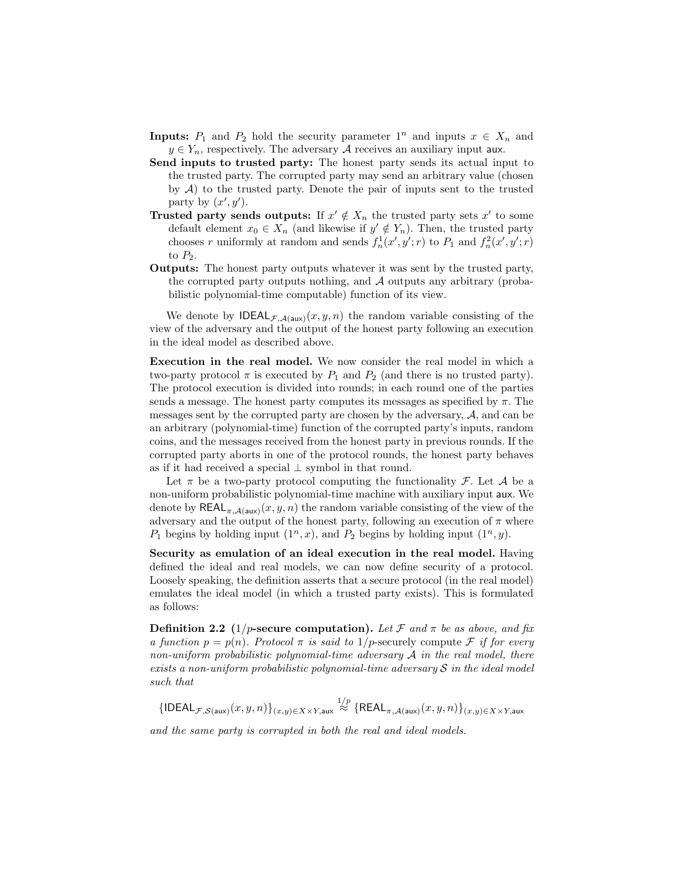**Inputs:** $P_1$ and $P_2$ hold the security parameter $1^n$ and inputs $x \in X_n$ and $y \in Y_n$, respectively. The adversary $\mathcal{A}$ receives an auxiliary input $\mathsf{aux}$.

**Send inputs to trusted party:** The honest party sends its actual input to the trusted party. The corrupted party may send an arbitrary value (chosen by $\mathcal{A}$) to the trusted party. Denote the pair of inputs sent to the trusted party by $(x', y')$.

**Trusted party sends outputs:** If $x' \notin X_n$ the trusted party sets $x'$ to some default element $x_0 \in X_n$ (and likewise if $y' \notin Y_n$). Then, the trusted party chooses $r$ uniformly at random and sends $f_n^1(x', y'; r)$ to $P_1$ and $f_n^2(x', y'; r)$ to $P_2$.

**Outputs:** The honest party outputs whatever it was sent by the trusted party, the corrupted party outputs nothing, and $\mathcal{A}$ outputs any arbitrary (probabilistic polynomial-time computable) function of its view.

We denote by $\mathsf{IDEAL}_{\mathcal{F},\mathcal{A}(\mathsf{aux})}(x, y, n)$ the random variable consisting of the view of the adversary and the output of the honest party following an execution in the ideal model as described above.

**Execution in the real model.** We now consider the real model in which a two-party protocol $\pi$ is executed by $P_1$ and $P_2$ (and there is no trusted party). The protocol execution is divided into rounds; in each round one of the parties sends a message. The honest party computes its messages as specified by $\pi$. The messages sent by the corrupted party are chosen by the adversary, $\mathcal{A}$, and can be an arbitrary (polynomial-time) function of the corrupted party's inputs, random coins, and the messages received from the honest party in previous rounds. If the corrupted party aborts in one of the protocol rounds, the honest party behaves as if it had received a special $\perp$ symbol in that round.

Let $\pi$ be a two-party protocol computing the functionality $\mathcal{F}$. Let $\mathcal{A}$ be a non-uniform probabilistic polynomial-time machine with auxiliary input $\mathsf{aux}$. We denote by $\mathsf{REAL}_{\pi,\mathcal{A}(\mathsf{aux})}(x, y, n)$ the random variable consisting of the view of the adversary and the output of the honest party, following an execution of $\pi$ where $P_1$ begins by holding input $(1^n, x)$, and $P_2$ begins by holding input $(1^n, y)$.

**Security as emulation of an ideal execution in the real model.** Having defined the ideal and real models, we can now define security of a protocol. Loosely speaking, the definition asserts that a secure protocol (in the real model) emulates the ideal model (in which a trusted party exists). This is formulated as follows:

**Definition 2.2** **($1/p$-secure computation).** *Let $\mathcal{F}$ and $\pi$ be as above, and fix a function $p = p(n)$. Protocol $\pi$ is said to $1/p$-securely compute $\mathcal{F}$ if for every non-uniform probabilistic polynomial-time adversary $\mathcal{A}$ in the real model, there exists a non-uniform probabilistic polynomial-time adversary $\mathcal{S}$ in the ideal model such that*

$$\left\{\mathsf{IDEAL}_{\mathcal{F},\mathcal{S}(\mathsf{aux})}(x, y, n)\right\}_{(x,y)\in X\times Y,\mathsf{aux}} \overset{1/p}{\approx} \left\{\mathsf{REAL}_{\pi,\mathcal{A}(\mathsf{aux})}(x, y, n)\right\}_{(x,y)\in X\times Y,\mathsf{aux}}$$

*and the same party is corrupted in both the real and ideal models.*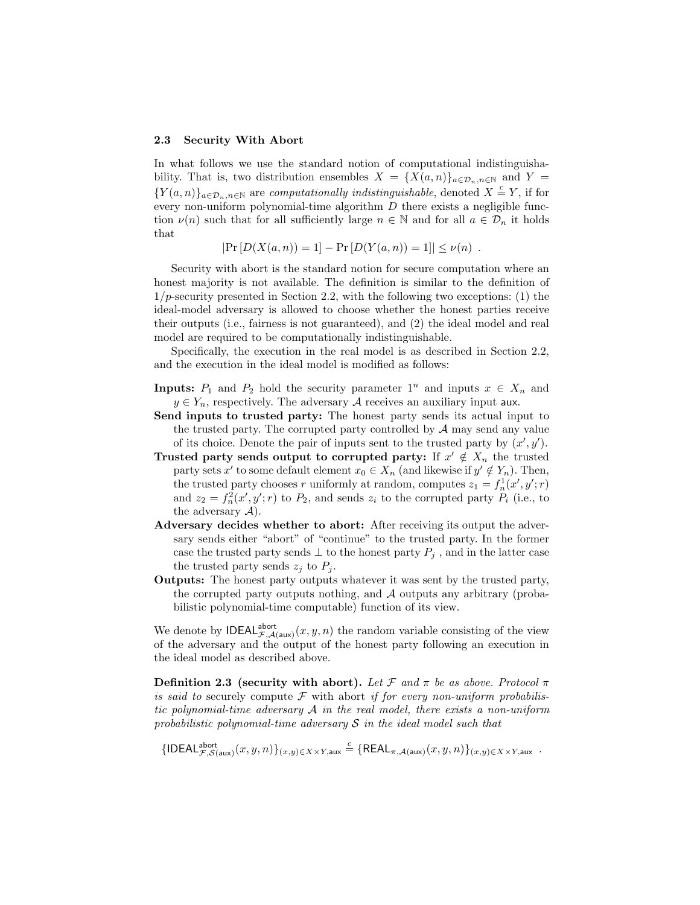### 2.3 Security With Abort

In what follows we use the standard notion of computational indistinguishability. That is, two distribution ensembles $X = \{X(a,n)\}_{a \in \mathcal{D}_n, n \in \mathbb{N}}$ and $Y = \{Y(a,n)\}_{a \in \mathcal{D}_n, n \in \mathbb{N}}$ are *computationally indistinguishable*, denoted $X \stackrel{c}{=} Y$, if for every non-uniform polynomial-time algorithm $D$ there exists a negligible function $\nu(n)$ such that for all sufficiently large $n \in \mathbb{N}$ and for all $a \in \mathcal{D}_n$ it holds that

$$|\Pr[D(X(a,n)) = 1] - \Pr[D(Y(a,n)) = 1]| \leq \nu(n) \ .$$

Security with abort is the standard notion for secure computation where an honest majority is not available. The definition is similar to the definition of $1/p$-security presented in Section 2.2, with the following two exceptions: (1) the ideal-model adversary is allowed to choose whether the honest parties receive their outputs (i.e., fairness is not guaranteed), and (2) the ideal model and real model are required to be computationally indistinguishable.

Specifically, the execution in the real model is as described in Section 2.2, and the execution in the ideal model is modified as follows:

**Inputs:** $P_1$ and $P_2$ hold the security parameter $1^n$ and inputs $x \in X_n$ and $y \in Y_n$, respectively. The adversary $\mathcal{A}$ receives an auxiliary input $\mathsf{aux}$.

**Send inputs to trusted party:** The honest party sends its actual input to the trusted party. The corrupted party controlled by $\mathcal{A}$ may send any value of its choice. Denote the pair of inputs sent to the trusted party by $(x', y')$.

**Trusted party sends output to corrupted party:** If $x' \notin X_n$ the trusted party sets $x'$ to some default element $x_0 \in X_n$ (and likewise if $y' \notin Y_n$). Then, the trusted party chooses $r$ uniformly at random, computes $z_1 = f_n^1(x', y'; r)$ and $z_2 = f_n^2(x', y'; r)$ to $P_2$, and sends $z_i$ to the corrupted party $P_i$ (i.e., to the adversary $\mathcal{A}$).

**Adversary decides whether to abort:** After receiving its output the adversary sends either "abort" of "continue" to the trusted party. In the former case the trusted party sends $\perp$ to the honest party $P_j$ , and in the latter case the trusted party sends $z_j$ to $P_j$.

**Outputs:** The honest party outputs whatever it was sent by the trusted party, the corrupted party outputs nothing, and $\mathcal{A}$ outputs any arbitrary (probabilistic polynomial-time computable) function of its view.

We denote by $\mathsf{IDEAL}^{\mathsf{abort}}_{\mathcal{F},\mathcal{A}(\mathsf{aux})}(x, y, n)$ the random variable consisting of the view of the adversary and the output of the honest party following an execution in the ideal model as described above.

**Definition 2.3 (security with abort).** *Let $\mathcal{F}$ and $\pi$ be as above. Protocol $\pi$ is said to* securely compute $\mathcal{F}$ with abort *if for every non-uniform probabilistic polynomial-time adversary $\mathcal{A}$ in the real model, there exists a non-uniform probabilistic polynomial-time adversary $\mathcal{S}$ in the ideal model such that*

$$\left\{\mathsf{IDEAL}^{\mathsf{abort}}_{\mathcal{F},\mathcal{S}(\mathsf{aux})}(x, y, n)\right\}_{(x,y) \in X \times Y, \mathsf{aux}} \stackrel{c}{=} \left\{\mathsf{REAL}_{\pi,\mathcal{A}(\mathsf{aux})}(x, y, n)\right\}_{(x,y) \in X \times Y, \mathsf{aux}} \ .$$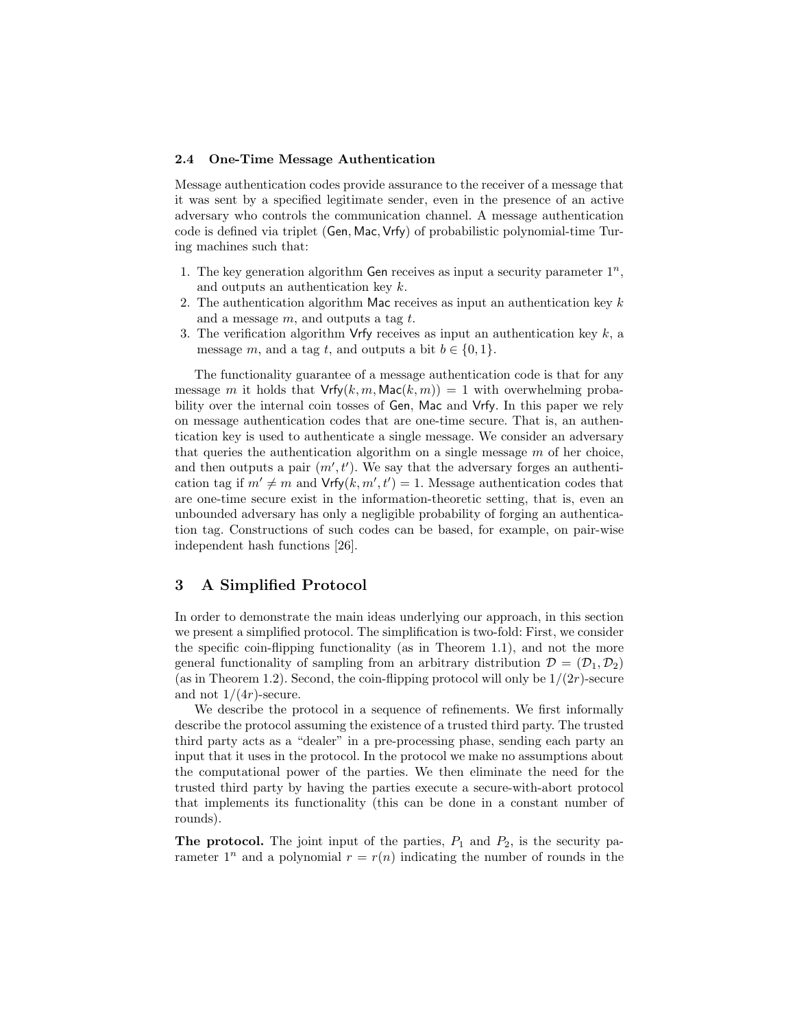### 2.4 One-Time Message Authentication

Message authentication codes provide assurance to the receiver of a message that it was sent by a specified legitimate sender, even in the presence of an active adversary who controls the communication channel. A message authentication code is defined via triplet $(\mathsf{Gen}, \mathsf{Mac}, \mathsf{Vrfy})$ of probabilistic polynomial-time Turing machines such that:

1. The key generation algorithm $\mathsf{Gen}$ receives as input a security parameter $1^n$, and outputs an authentication key $k$.
2. The authentication algorithm $\mathsf{Mac}$ receives as input an authentication key $k$ and a message $m$, and outputs a tag $t$.
3. The verification algorithm $\mathsf{Vrfy}$ receives as input an authentication key $k$, a message $m$, and a tag $t$, and outputs a bit $b \in \{0, 1\}$.

The functionality guarantee of a message authentication code is that for any message $m$ it holds that $\mathsf{Vrfy}(k, m, \mathsf{Mac}(k, m)) = 1$ with overwhelming probability over the internal coin tosses of $\mathsf{Gen}$, $\mathsf{Mac}$ and $\mathsf{Vrfy}$. In this paper we rely on message authentication codes that are one-time secure. That is, an authentication key is used to authenticate a single message. We consider an adversary that queries the authentication algorithm on a single message $m$ of her choice, and then outputs a pair $(m', t')$. We say that the adversary forges an authentication tag if $m' \neq m$ and $\mathsf{Vrfy}(k, m', t') = 1$. Message authentication codes that are one-time secure exist in the information-theoretic setting, that is, even an unbounded adversary has only a negligible probability of forging an authentication tag. Constructions of such codes can be based, for example, on pair-wise independent hash functions [26].

## 3 A Simplified Protocol

In order to demonstrate the main ideas underlying our approach, in this section we present a simplified protocol. The simplification is two-fold: First, we consider the specific coin-flipping functionality (as in Theorem 1.1), and not the more general functionality of sampling from an arbitrary distribution $\mathcal{D} = (\mathcal{D}_1, \mathcal{D}_2)$ (as in Theorem 1.2). Second, the coin-flipping protocol will only be $1/(2r)$-secure and not $1/(4r)$-secure.

We describe the protocol in a sequence of refinements. We first informally describe the protocol assuming the existence of a trusted third party. The trusted third party acts as a "dealer" in a pre-processing phase, sending each party an input that it uses in the protocol. In the protocol we make no assumptions about the computational power of the parties. We then eliminate the need for the trusted third party by having the parties execute a secure-with-abort protocol that implements its functionality (this can be done in a constant number of rounds).

**The protocol.** The joint input of the parties, $P_1$ and $P_2$, is the security parameter $1^n$ and a polynomial $r = r(n)$ indicating the number of rounds in the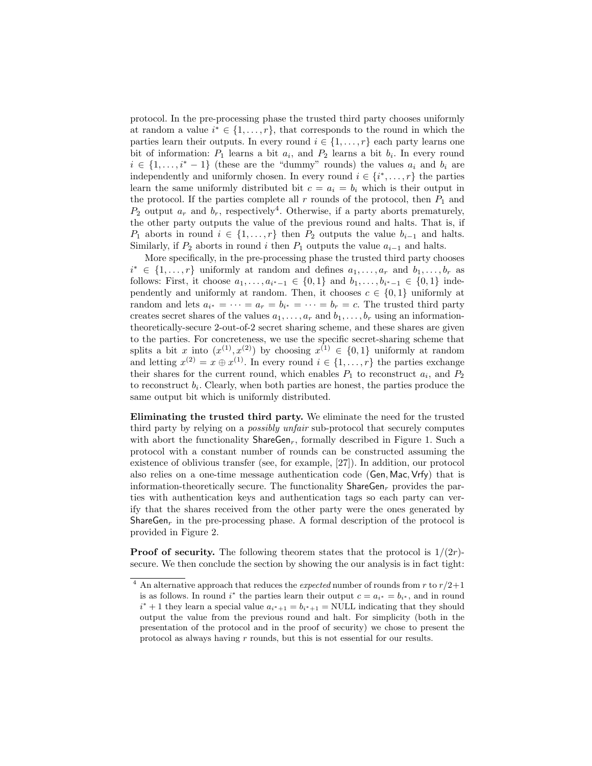protocol. In the pre-processing phase the trusted third party chooses uniformly at random a value $i^* \in \{1, \dots, r\}$, that corresponds to the round in which the parties learn their outputs. In every round $i \in \{1, \dots, r\}$ each party learns one bit of information: $P_1$ learns a bit $a_i$, and $P_2$ learns a bit $b_i$. In every round $i \in \{1, \dots, i^* - 1\}$ (these are the "dummy" rounds) the values $a_i$ and $b_i$ are independently and uniformly chosen. In every round $i \in \{i^*, \dots, r\}$ the parties learn the same uniformly distributed bit $c = a_i = b_i$ which is their output in the protocol. If the parties complete all $r$ rounds of the protocol, then $P_1$ and $P_2$ output $a_r$ and $b_r$, respectively[4]. Otherwise, if a party aborts prematurely, the other party outputs the value of the previous round and halts. That is, if $P_1$ aborts in round $i \in \{1, \dots, r\}$ then $P_2$ outputs the value $b_{i-1}$ and halts. Similarly, if $P_2$ aborts in round $i$ then $P_1$ outputs the value $a_{i-1}$ and halts.

More specifically, in the pre-processing phase the trusted third party chooses $i^* \in \{1, \dots, r\}$ uniformly at random and defines $a_1, \dots, a_r$ and $b_1, \dots, b_r$ as follows: First, it choose $a_1, \dots, a_{i^*-1} \in \{0, 1\}$ and $b_1, \dots, b_{i^*-1} \in \{0, 1\}$ independently and uniformly at random. Then, it chooses $c \in \{0, 1\}$ uniformly at random and lets $a_{i^*} = \dots = a_r = b_{i^*} = \dots = b_r = c$. The trusted third party creates secret shares of the values $a_1, \dots, a_r$ and $b_1, \dots, b_r$ using an information-theoretically-secure 2-out-of-2 secret sharing scheme, and these shares are given to the parties. For concreteness, we use the specific secret-sharing scheme that splits a bit $x$ into $(x^{(1)}, x^{(2)})$ by choosing $x^{(1)} \in \{0, 1\}$ uniformly at random and letting $x^{(2)} = x \oplus x^{(1)}$. In every round $i \in \{1, \dots, r\}$ the parties exchange their shares for the current round, which enables $P_1$ to reconstruct $a_i$, and $P_2$ to reconstruct $b_i$. Clearly, when both parties are honest, the parties produce the same output bit which is uniformly distributed.

**Eliminating the trusted third party.** We eliminate the need for the trusted third party by relying on a *possibly unfair* sub-protocol that securely computes with abort the functionality $\mathsf{ShareGen}_r$, formally described in Figure 1. Such a protocol with a constant number of rounds can be constructed assuming the existence of oblivious transfer (see, for example, [27]). In addition, our protocol also relies on a one-time message authentication code $(\mathsf{Gen}, \mathsf{Mac}, \mathsf{Vrfy})$ that is information-theoretically secure. The functionality $\mathsf{ShareGen}_r$ provides the parties with authentication keys and authentication tags so each party can verify that the shares received from the other party were the ones generated by $\mathsf{ShareGen}_r$ in the pre-processing phase. A formal description of the protocol is provided in Figure 2.

**Proof of security.** The following theorem states that the protocol is $1/(2r)$-secure. We then conclude the section by showing the our analysis is in fact tight:

[4] An alternative approach that reduces the *expected* number of rounds from $r$ to $r/2+1$ is as follows. In round $i^*$ the parties learn their output $c = a_{i^*} = b_{i^*}$, and in round $i^* + 1$ they learn a special value $a_{i^*+1} = b_{i^*+1} = \text{NULL}$ indicating that they should output the value from the previous round and halt. For simplicity (both in the presentation of the protocol and in the proof of security) we chose to present the protocol as always having $r$ rounds, but this is not essential for our results.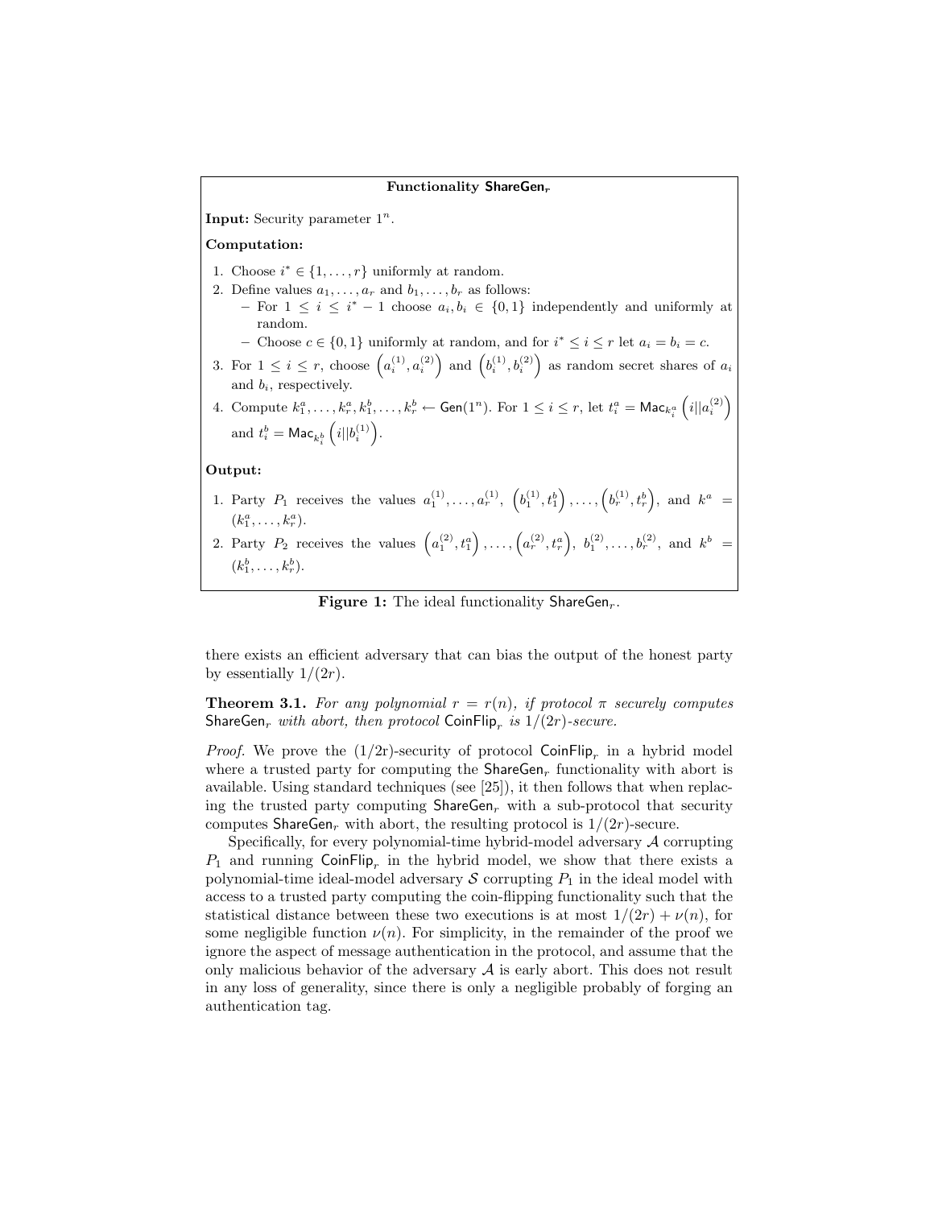**Functionality $\mathsf{ShareGen}_r$**

**Input:** Security parameter $1^n$.

**Computation:**

1. Choose $i^* \in \{1, \dots, r\}$ uniformly at random.
2. Define values $a_1, \dots, a_r$ and $b_1, \dots, b_r$ as follows:
   - For $1 \leq i \leq i^* - 1$ choose $a_i, b_i \in \{0, 1\}$ independently and uniformly at random.
   - Choose $c \in \{0, 1\}$ uniformly at random, and for $i^* \leq i \leq r$ let $a_i = b_i = c$.
3. For $1 \leq i \leq r$, choose $\left(a_i^{(1)}, a_i^{(2)}\right)$ and $\left(b_i^{(1)}, b_i^{(2)}\right)$ as random secret shares of $a_i$ and $b_i$, respectively.
4. Compute $k_1^a, \dots, k_r^a, k_1^b, \dots, k_r^b \leftarrow \mathsf{Gen}(1^n)$. For $1 \leq i \leq r$, let $t_i^a = \mathsf{Mac}_{k_i^a}\left(i || a_i^{(2)}\right)$ and $t_i^b = \mathsf{Mac}_{k_i^b}\left(i || b_i^{(1)}\right)$.

**Output:**

1. Party $P_1$ receives the values $a_1^{(1)}, \dots, a_r^{(1)}$, $\left(b_1^{(1)}, t_1^b\right), \dots, \left(b_r^{(1)}, t_r^b\right)$, and $k^a = (k_1^a, \dots, k_r^a)$.
2. Party $P_2$ receives the values $\left(a_1^{(2)}, t_1^a\right), \dots, \left(a_r^{(2)}, t_r^a\right)$, $b_1^{(2)}, \dots, b_r^{(2)}$, and $k^b = (k_1^b, \dots, k_r^b)$.

**Figure 1:** The ideal functionality $\mathsf{ShareGen}_r$.

there exists an efficient adversary that can bias the output of the honest party by essentially $1/(2r)$.

**Theorem 3.1.** *For any polynomial $r = r(n)$, if protocol $\pi$ securely computes $\mathsf{ShareGen}_r$ with abort, then protocol $\mathsf{CoinFlip}_r$ is $1/(2r)$-secure.*

*Proof.* We prove the $(1/2\mathrm{r})$-security of protocol $\mathsf{CoinFlip}_r$ in a hybrid model where a trusted party for computing the $\mathsf{ShareGen}_r$ functionality with abort is available. Using standard techniques (see [25]), it then follows that when replacing the trusted party computing $\mathsf{ShareGen}_r$ with a sub-protocol that security computes $\mathsf{ShareGen}_r$ with abort, the resulting protocol is $1/(2r)$-secure.

Specifically, for every polynomial-time hybrid-model adversary $\mathcal{A}$ corrupting $P_1$ and running $\mathsf{CoinFlip}_r$ in the hybrid model, we show that there exists a polynomial-time ideal-model adversary $\mathcal{S}$ corrupting $P_1$ in the ideal model with access to a trusted party computing the coin-flipping functionality such that the statistical distance between these two executions is at most $1/(2r) + \nu(n)$, for some negligible function $\nu(n)$. For simplicity, in the remainder of the proof we ignore the aspect of message authentication in the protocol, and assume that the only malicious behavior of the adversary $\mathcal{A}$ is early abort. This does not result in any loss of generality, since there is only a negligible probably of forging an authentication tag.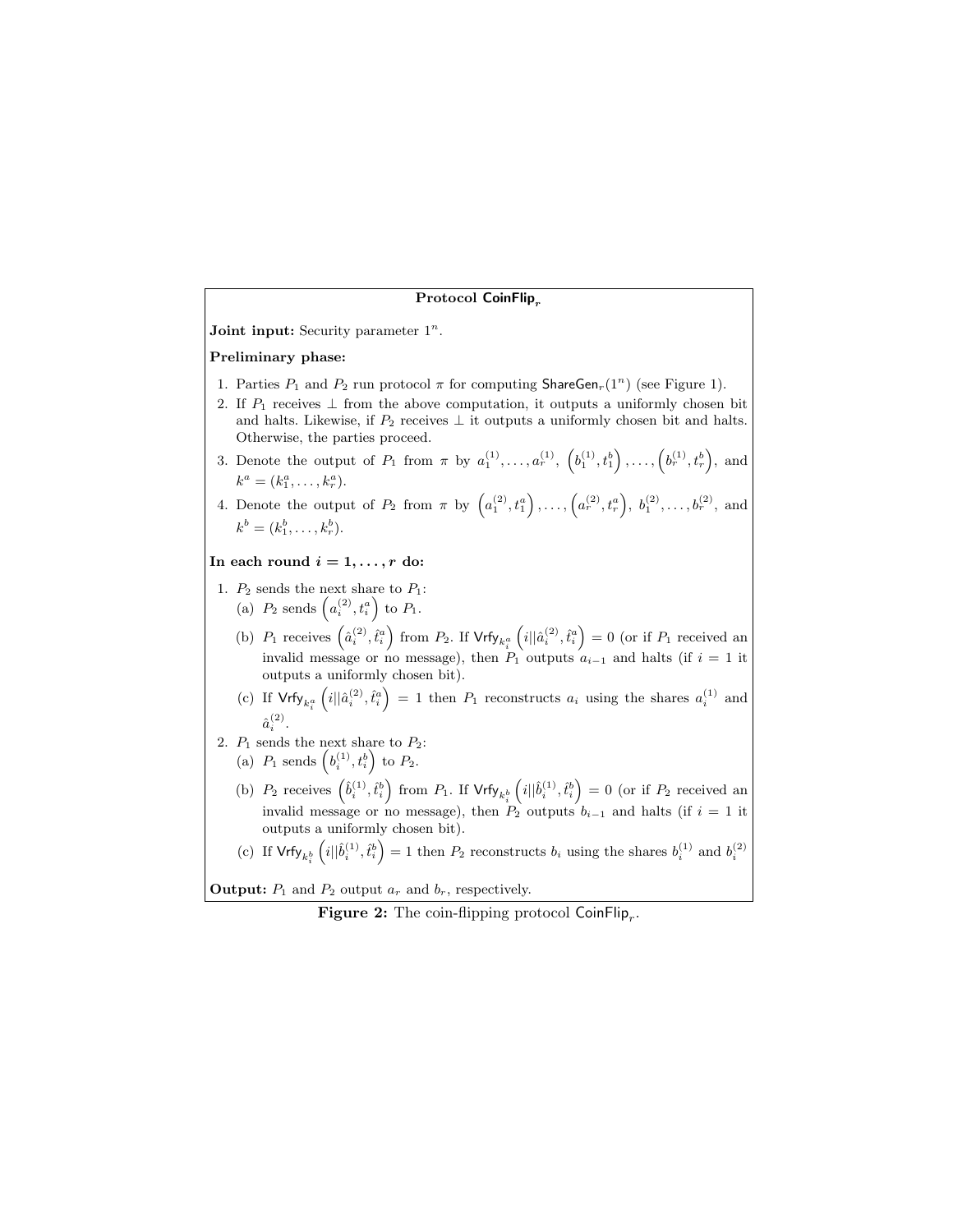**Protocol $\mathsf{CoinFlip}_r$**

**Joint input:** Security parameter $1^n$.

**Preliminary phase:**

1. Parties $P_1$ and $P_2$ run protocol $\pi$ for computing $\mathsf{ShareGen}_r(1^n)$ (see Figure 1).
2. If $P_1$ receives $\perp$ from the above computation, it outputs a uniformly chosen bit and halts. Likewise, if $P_2$ receives $\perp$ it outputs a uniformly chosen bit and halts. Otherwise, the parties proceed.
3. Denote the output of $P_1$ from $\pi$ by $a_1^{(1)}, \ldots, a_r^{(1)}$, $\left(b_1^{(1)}, t_1^b\right), \ldots, \left(b_r^{(1)}, t_r^b\right)$, and $k^a = (k_1^a, \ldots, k_r^a)$.
4. Denote the output of $P_2$ from $\pi$ by $\left(a_1^{(2)}, t_1^a\right), \ldots, \left(a_r^{(2)}, t_r^a\right)$, $b_1^{(2)}, \ldots, b_r^{(2)}$, and $k^b = (k_1^b, \ldots, k_r^b)$.

**In each round $i = 1, \ldots, r$ do:**

1. $P_2$ sends the next share to $P_1$:
   (a) $P_2$ sends $\left(a_i^{(2)}, t_i^a\right)$ to $P_1$.
   (b) $P_1$ receives $\left(\hat{a}_i^{(2)}, \hat{t}_i^a\right)$ from $P_2$. If $\mathsf{Vrfy}_{k_i^a}\left(i||\hat{a}_i^{(2)}, \hat{t}_i^a\right) = 0$ (or if $P_1$ received an invalid message or no message), then $P_1$ outputs $a_{i-1}$ and halts (if $i = 1$ it outputs a uniformly chosen bit).
   (c) If $\mathsf{Vrfy}_{k_i^a}\left(i||\hat{a}_i^{(2)}, \hat{t}_i^a\right) = 1$ then $P_1$ reconstructs $a_i$ using the shares $a_i^{(1)}$ and $\hat{a}_i^{(2)}$.
2. $P_1$ sends the next share to $P_2$:
   (a) $P_1$ sends $\left(b_i^{(1)}, t_i^b\right)$ to $P_2$.
   (b) $P_2$ receives $\left(\hat{b}_i^{(1)}, \hat{t}_i^b\right)$ from $P_1$. If $\mathsf{Vrfy}_{k_i^b}\left(i||\hat{b}_i^{(1)}, \hat{t}_i^b\right) = 0$ (or if $P_2$ received an invalid message or no message), then $P_2$ outputs $b_{i-1}$ and halts (if $i = 1$ it outputs a uniformly chosen bit).
   (c) If $\mathsf{Vrfy}_{k_i^b}\left(i||\hat{b}_i^{(1)}, \hat{t}_i^b\right) = 1$ then $P_2$ reconstructs $b_i$ using the shares $b_i^{(1)}$ and $b_i^{(2)}$

**Output:** $P_1$ and $P_2$ output $a_r$ and $b_r$, respectively.

**Figure 2:** The coin-flipping protocol $\mathsf{CoinFlip}_r$.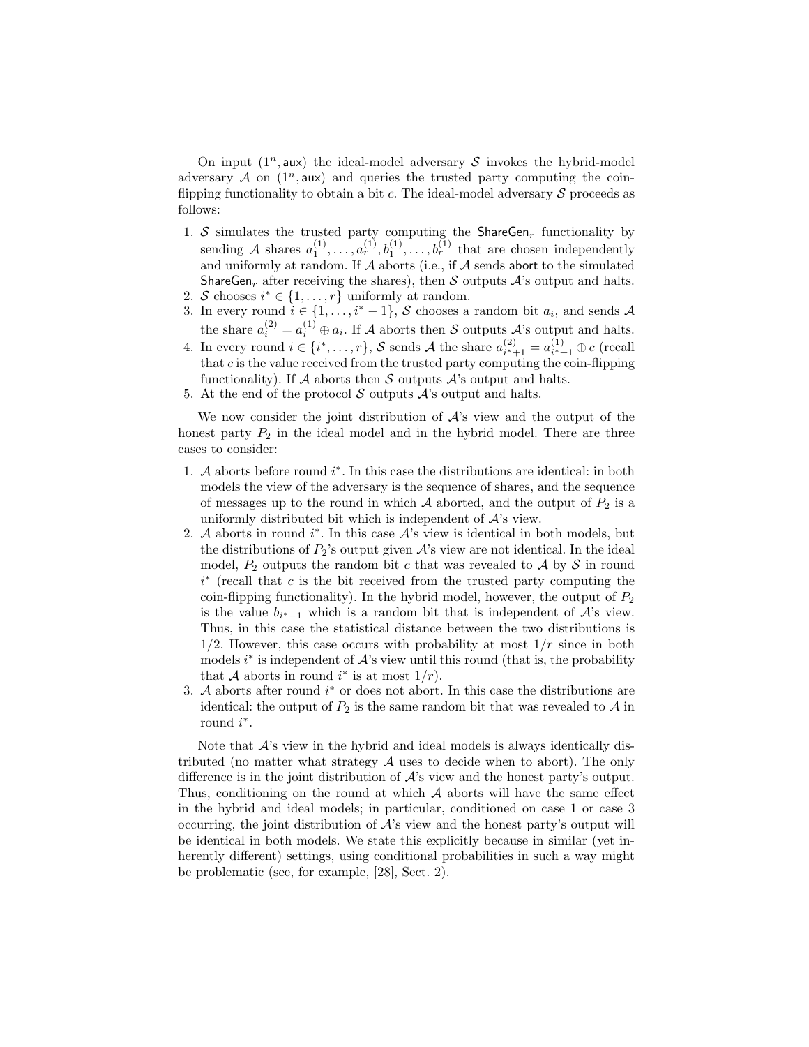On input $(1^n, \mathsf{aux})$ the ideal-model adversary $\mathcal{S}$ invokes the hybrid-model adversary $\mathcal{A}$ on $(1^n, \mathsf{aux})$ and queries the trusted party computing the coin-flipping functionality to obtain a bit $c$. The ideal-model adversary $\mathcal{S}$ proceeds as follows:

1. $\mathcal{S}$ simulates the trusted party computing the $\mathsf{ShareGen}_r$ functionality by sending $\mathcal{A}$ shares $a_1^{(1)}, \ldots, a_r^{(1)}, b_1^{(1)}, \ldots, b_r^{(1)}$ that are chosen independently and uniformly at random. If $\mathcal{A}$ aborts (i.e., if $\mathcal{A}$ sends $\mathsf{abort}$ to the simulated $\mathsf{ShareGen}_r$ after receiving the shares), then $\mathcal{S}$ outputs $\mathcal{A}$'s output and halts.
2. $\mathcal{S}$ chooses $i^* \in \{1, \ldots, r\}$ uniformly at random.
3. In every round $i \in \{1, \ldots, i^* - 1\}$, $\mathcal{S}$ chooses a random bit $a_i$, and sends $\mathcal{A}$ the share $a_i^{(2)} = a_i^{(1)} \oplus a_i$. If $\mathcal{A}$ aborts then $\mathcal{S}$ outputs $\mathcal{A}$'s output and halts.
4. In every round $i \in \{i^*, \ldots, r\}$, $\mathcal{S}$ sends $\mathcal{A}$ the share $a_{i^*+1}^{(2)} = a_{i^*+1}^{(1)} \oplus c$ (recall that $c$ is the value received from the trusted party computing the coin-flipping functionality). If $\mathcal{A}$ aborts then $\mathcal{S}$ outputs $\mathcal{A}$'s output and halts.
5. At the end of the protocol $\mathcal{S}$ outputs $\mathcal{A}$'s output and halts.

We now consider the joint distribution of $\mathcal{A}$'s view and the output of the honest party $P_2$ in the ideal model and in the hybrid model. There are three cases to consider:

1. $\mathcal{A}$ aborts before round $i^*$. In this case the distributions are identical: in both models the view of the adversary is the sequence of shares, and the sequence of messages up to the round in which $\mathcal{A}$ aborted, and the output of $P_2$ is a uniformly distributed bit which is independent of $\mathcal{A}$'s view.
2. $\mathcal{A}$ aborts in round $i^*$. In this case $\mathcal{A}$'s view is identical in both models, but the distributions of $P_2$'s output given $\mathcal{A}$'s view are not identical. In the ideal model, $P_2$ outputs the random bit $c$ that was revealed to $\mathcal{A}$ by $\mathcal{S}$ in round $i^*$ (recall that $c$ is the bit received from the trusted party computing the coin-flipping functionality). In the hybrid model, however, the output of $P_2$ is the value $b_{i^*-1}$ which is a random bit that is independent of $\mathcal{A}$'s view. Thus, in this case the statistical distance between the two distributions is $1/2$. However, this case occurs with probability at most $1/r$ since in both models $i^*$ is independent of $\mathcal{A}$'s view until this round (that is, the probability that $\mathcal{A}$ aborts in round $i^*$ is at most $1/r$).
3. $\mathcal{A}$ aborts after round $i^*$ or does not abort. In this case the distributions are identical: the output of $P_2$ is the same random bit that was revealed to $\mathcal{A}$ in round $i^*$.

Note that $\mathcal{A}$'s view in the hybrid and ideal models is always identically distributed (no matter what strategy $\mathcal{A}$ uses to decide when to abort). The only difference is in the joint distribution of $\mathcal{A}$'s view and the honest party's output. Thus, conditioning on the round at which $\mathcal{A}$ aborts will have the same effect in the hybrid and ideal models; in particular, conditioned on case 1 or case 3 occurring, the joint distribution of $\mathcal{A}$'s view and the honest party's output will be identical in both models. We state this explicitly because in similar (yet inherently different) settings, using conditional probabilities in such a way might be problematic (see, for example, [28], Sect. 2).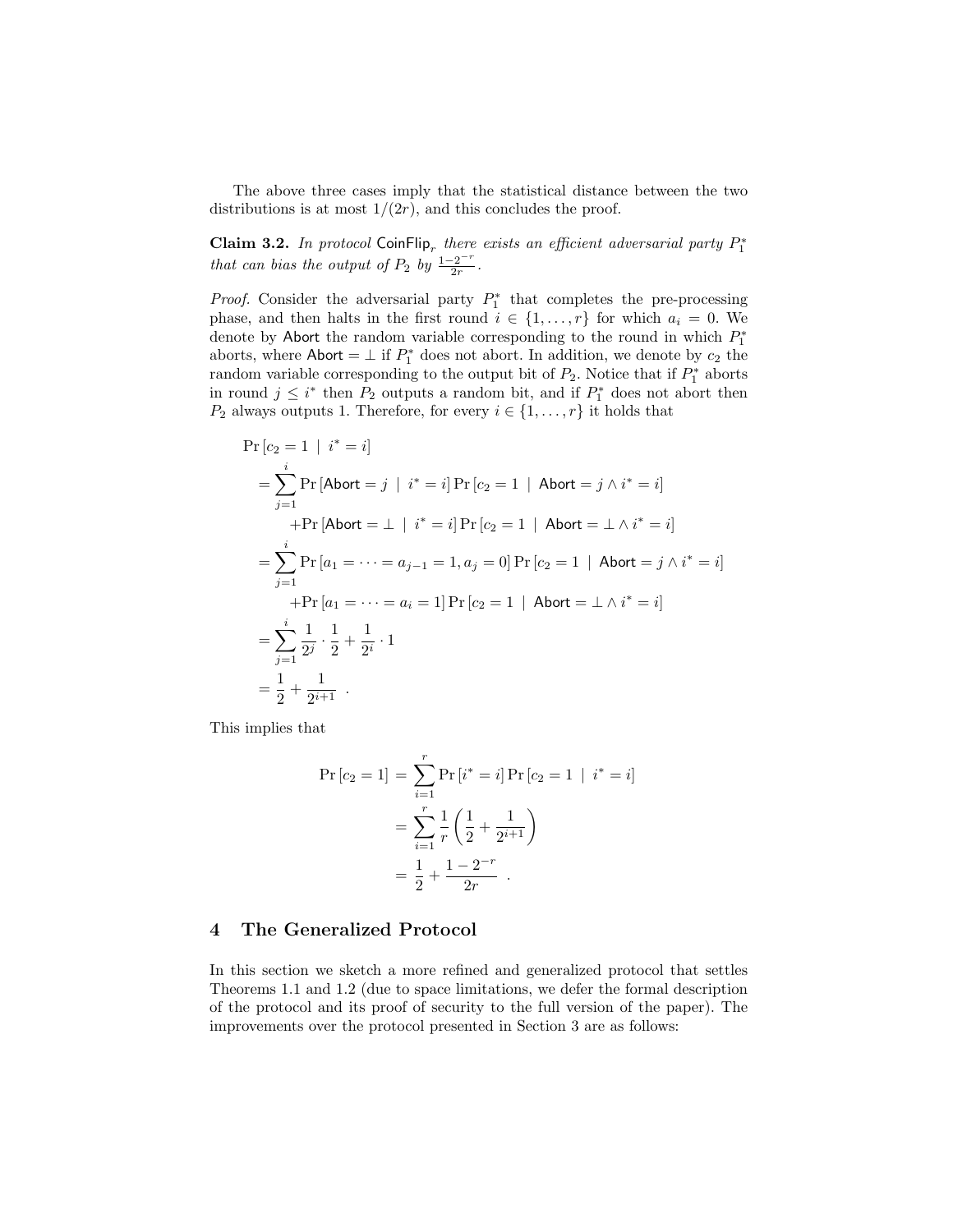The above three cases imply that the statistical distance between the two distributions is at most $1/(2r)$, and this concludes the proof.

**Claim 3.2.** *In protocol* $\mathsf{CoinFlip}_r$ *there exists an efficient adversarial party* $P_1^*$ *that can bias the output of* $P_2$ *by* $\frac{1-2^{-r}}{2r}$.

*Proof.* Consider the adversarial party $P_1^*$ that completes the pre-processing phase, and then halts in the first round $i \in \{1, \ldots, r\}$ for which $a_i = 0$. We denote by $\mathsf{Abort}$ the random variable corresponding to the round in which $P_1^*$ aborts, where $\mathsf{Abort} = \perp$ if $P_1^*$ does not abort. In addition, we denote by $c_2$ the random variable corresponding to the output bit of $P_2$. Notice that if $P_1^*$ aborts in round $j \leq i^*$ then $P_2$ outputs a random bit, and if $P_1^*$ does not abort then $P_2$ always outputs 1. Therefore, for every $i \in \{1, \ldots, r\}$ it holds that

$$
\begin{aligned}
&\Pr\left[c_2 = 1 \mid i^* = i\right] \\
&= \sum_{j=1}^{i} \Pr\left[\mathsf{Abort} = j \mid i^* = i\right] \Pr\left[c_2 = 1 \mid \mathsf{Abort} = j \wedge i^* = i\right] \\
&\quad + \Pr\left[\mathsf{Abort} = \perp \mid i^* = i\right] \Pr\left[c_2 = 1 \mid \mathsf{Abort} = \perp \wedge i^* = i\right] \\
&= \sum_{j=1}^{i} \Pr\left[a_1 = \cdots = a_{j-1} = 1, a_j = 0\right] \Pr\left[c_2 = 1 \mid \mathsf{Abort} = j \wedge i^* = i\right] \\
&\quad + \Pr\left[a_1 = \cdots = a_i = 1\right] \Pr\left[c_2 = 1 \mid \mathsf{Abort} = \perp \wedge i^* = i\right] \\
&= \sum_{j=1}^{i} \frac{1}{2^j} \cdot \frac{1}{2} + \frac{1}{2^i} \cdot 1 \\
&= \frac{1}{2} + \frac{1}{2^{i+1}} \ .
\end{aligned}
$$

This implies that

$$
\begin{aligned}
\Pr\left[c_2 = 1\right] &= \sum_{i=1}^{r} \Pr\left[i^* = i\right] \Pr\left[c_2 = 1 \mid i^* = i\right] \\
&= \sum_{i=1}^{r} \frac{1}{r} \left( \frac{1}{2} + \frac{1}{2^{i+1}} \right) \\
&= \frac{1}{2} + \frac{1 - 2^{-r}}{2r} \ .
\end{aligned}
$$

## 4 The Generalized Protocol

In this section we sketch a more refined and generalized protocol that settles Theorems 1.1 and 1.2 (due to space limitations, we defer the formal description of the protocol and its proof of security to the full version of the paper). The improvements over the protocol presented in Section 3 are as follows: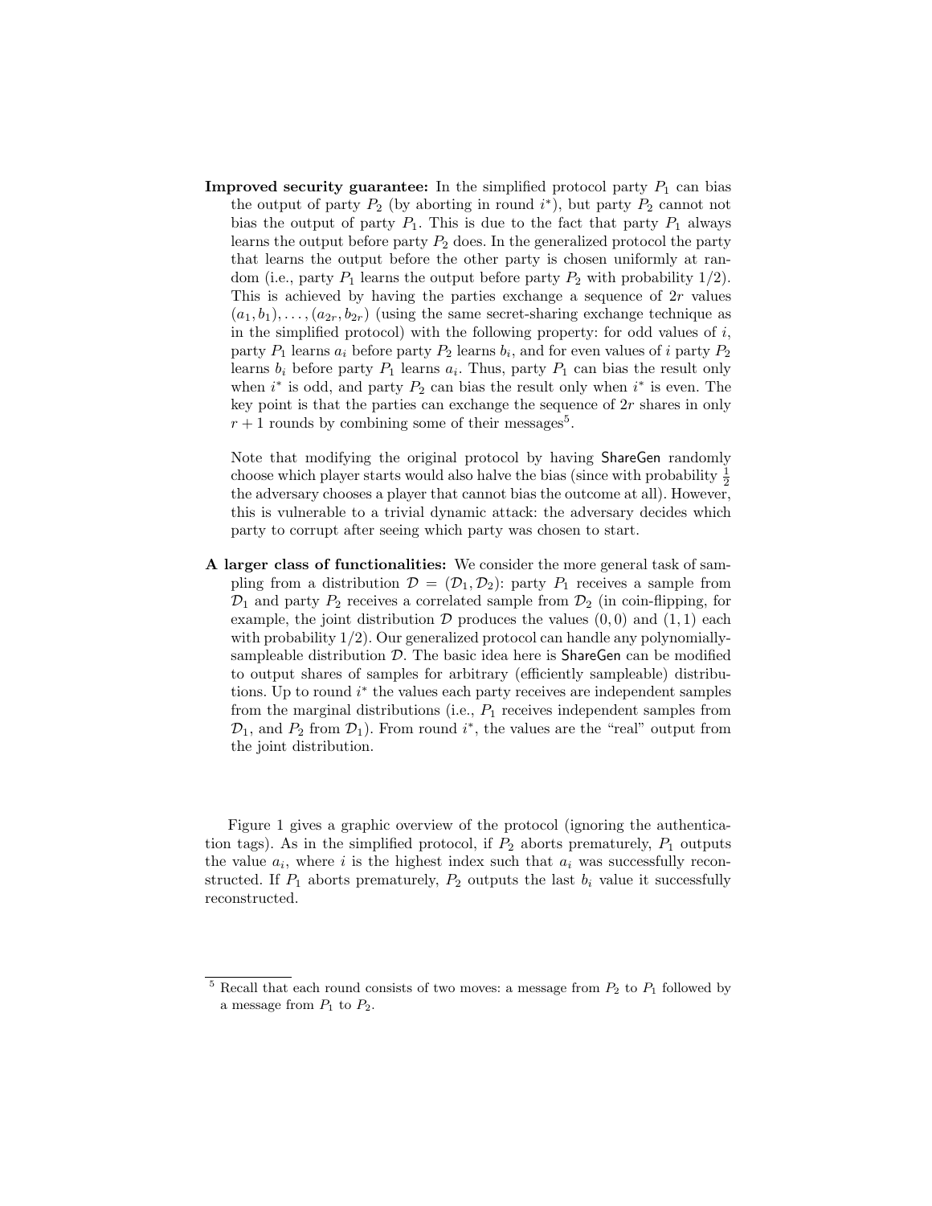**Improved security guarantee:** In the simplified protocol party $P_1$ can bias the output of party $P_2$ (by aborting in round $i^*$), but party $P_2$ cannot not bias the output of party $P_1$. This is due to the fact that party $P_1$ always learns the output before party $P_2$ does. In the generalized protocol the party that learns the output before the other party is chosen uniformly at random (i.e., party $P_1$ learns the output before party $P_2$ with probability $1/2$). This is achieved by having the parties exchange a sequence of $2r$ values $(a_1, b_1), \ldots, (a_{2r}, b_{2r})$ (using the same secret-sharing exchange technique as in the simplified protocol) with the following property: for odd values of $i$, party $P_1$ learns $a_i$ before party $P_2$ learns $b_i$, and for even values of $i$ party $P_2$ learns $b_i$ before party $P_1$ learns $a_i$. Thus, party $P_1$ can bias the result only when $i^*$ is odd, and party $P_2$ can bias the result only when $i^*$ is even. The key point is that the parties can exchange the sequence of $2r$ shares in only $r + 1$ rounds by combining some of their messages[5].

Note that modifying the original protocol by having ShareGen randomly choose which player starts would also halve the bias (since with probability $\frac{1}{2}$ the adversary chooses a player that cannot bias the outcome at all). However, this is vulnerable to a trivial dynamic attack: the adversary decides which party to corrupt after seeing which party was chosen to start.

**A larger class of functionalities:** We consider the more general task of sampling from a distribution $\mathcal{D} = (\mathcal{D}_1, \mathcal{D}_2)$: party $P_1$ receives a sample from $\mathcal{D}_1$ and party $P_2$ receives a correlated sample from $\mathcal{D}_2$ (in coin-flipping, for example, the joint distribution $\mathcal{D}$ produces the values $(0, 0)$ and $(1, 1)$ each with probability $1/2$). Our generalized protocol can handle any polynomially-sampleable distribution $\mathcal{D}$. The basic idea here is ShareGen can be modified to output shares of samples for arbitrary (efficiently sampleable) distributions. Up to round $i^*$ the values each party receives are independent samples from the marginal distributions (i.e., $P_1$ receives independent samples from $\mathcal{D}_1$, and $P_2$ from $\mathcal{D}_1$). From round $i^*$, the values are the "real" output from the joint distribution.

Figure 1 gives a graphic overview of the protocol (ignoring the authentication tags). As in the simplified protocol, if $P_2$ aborts prematurely, $P_1$ outputs the value $a_i$, where $i$ is the highest index such that $a_i$ was successfully reconstructed. If $P_1$ aborts prematurely, $P_2$ outputs the last $b_i$ value it successfully reconstructed.

[5] Recall that each round consists of two moves: a message from $P_2$ to $P_1$ followed by a message from $P_1$ to $P_2$.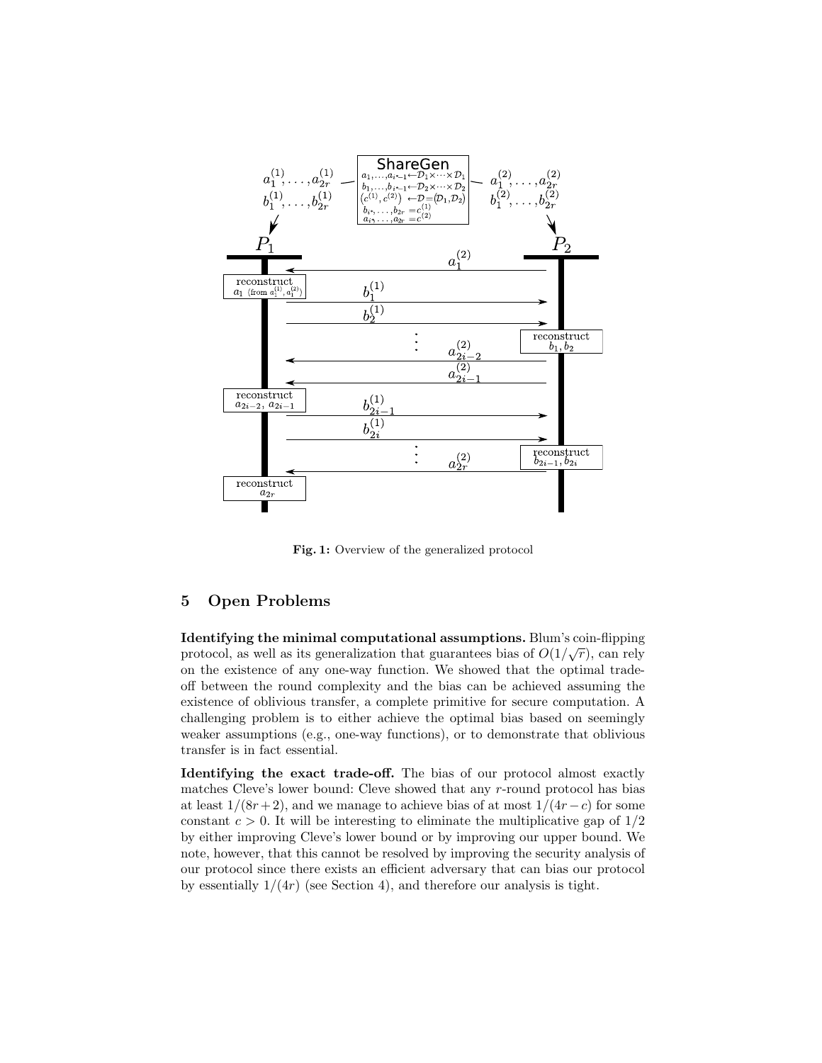Fig. 1: Overview of the generalized protocol

## 5 Open Problems

**Identifying the minimal computational assumptions.** Blum's coin-flipping protocol, as well as its generalization that guarantees bias of $O(1/\sqrt{r})$, can rely on the existence of any one-way function. We showed that the optimal trade-off between the round complexity and the bias can be achieved assuming the existence of oblivious transfer, a complete primitive for secure computation. A challenging problem is to either achieve the optimal bias based on seemingly weaker assumptions (e.g., one-way functions), or to demonstrate that oblivious transfer is in fact essential.

**Identifying the exact trade-off.** The bias of our protocol almost exactly matches Cleve's lower bound: Cleve showed that any $r$-round protocol has bias at least $1/(8r+2)$, and we manage to achieve bias of at most $1/(4r-c)$ for some constant $c > 0$. It will be interesting to eliminate the multiplicative gap of $1/2$ by either improving Cleve's lower bound or by improving our upper bound. We note, however, that this cannot be resolved by improving the security analysis of our protocol since there exists an efficient adversary that can bias our protocol by essentially $1/(4r)$ (see Section 4), and therefore our analysis is tight.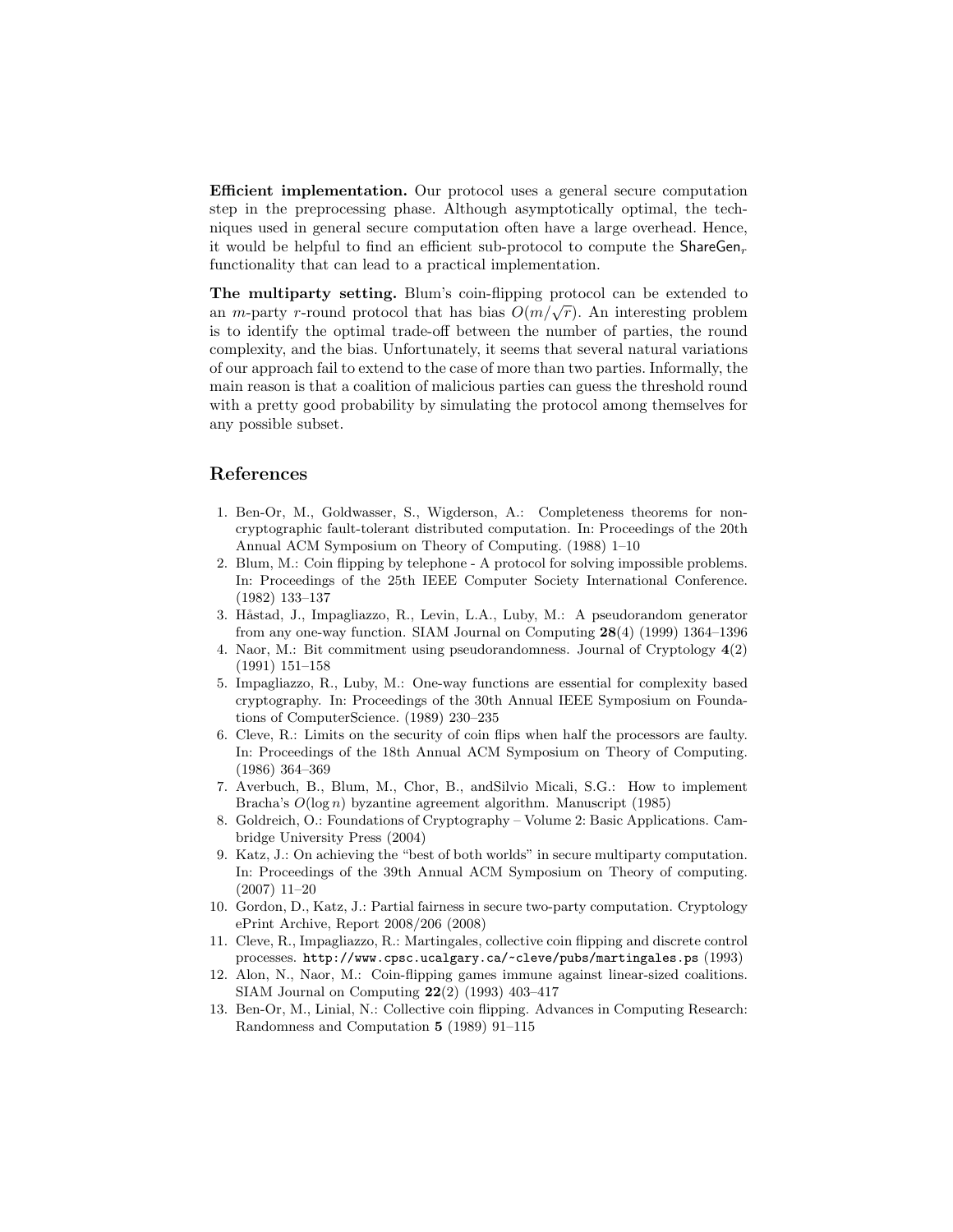**Efficient implementation.** Our protocol uses a general secure computation step in the preprocessing phase. Although asymptotically optimal, the techniques used in general secure computation often have a large overhead. Hence, it would be helpful to find an efficient sub-protocol to compute the $\mathsf{ShareGen}_r$ functionality that can lead to a practical implementation.

**The multiparty setting.** Blum's coin-flipping protocol can be extended to an $m$-party $r$-round protocol that has bias $O(m/\sqrt{r})$. An interesting problem is to identify the optimal trade-off between the number of parties, the round complexity, and the bias. Unfortunately, it seems that several natural variations of our approach fail to extend to the case of more than two parties. Informally, the main reason is that a coalition of malicious parties can guess the threshold round with a pretty good probability by simulating the protocol among themselves for any possible subset.

## References

1. Ben-Or, M., Goldwasser, S., Wigderson, A.: Completeness theorems for non-cryptographic fault-tolerant distributed computation. In: Proceedings of the 20th Annual ACM Symposium on Theory of Computing. (1988) 1–10
2. Blum, M.: Coin flipping by telephone - A protocol for solving impossible problems. In: Proceedings of the 25th IEEE Computer Society International Conference. (1982) 133–137
3. Håstad, J., Impagliazzo, R., Levin, L.A., Luby, M.: A pseudorandom generator from any one-way function. SIAM Journal on Computing **28**(4) (1999) 1364–1396
4. Naor, M.: Bit commitment using pseudorandomness. Journal of Cryptology **4**(2) (1991) 151–158
5. Impagliazzo, R., Luby, M.: One-way functions are essential for complexity based cryptography. In: Proceedings of the 30th Annual IEEE Symposium on Foundations of ComputerScience. (1989) 230–235
6. Cleve, R.: Limits on the security of coin flips when half the processors are faulty. In: Proceedings of the 18th Annual ACM Symposium on Theory of Computing. (1986) 364–369
7. Averbuch, B., Blum, M., Chor, B., andSilvio Micali, S.G.: How to implement Bracha's $O(\log n)$ byzantine agreement algorithm. Manuscript (1985)
8. Goldreich, O.: Foundations of Cryptography – Volume 2: Basic Applications. Cambridge University Press (2004)
9. Katz, J.: On achieving the "best of both worlds" in secure multiparty computation. In: Proceedings of the 39th Annual ACM Symposium on Theory of computing. (2007) 11–20
10. Gordon, D., Katz, J.: Partial fairness in secure two-party computation. Cryptology ePrint Archive, Report 2008/206 (2008)
11. Cleve, R., Impagliazzo, R.: Martingales, collective coin flipping and discrete control processes. `http://www.cpsc.ucalgary.ca/~cleve/pubs/martingales.ps` (1993)
12. Alon, N., Naor, M.: Coin-flipping games immune against linear-sized coalitions. SIAM Journal on Computing **22**(2) (1993) 403–417
13. Ben-Or, M., Linial, N.: Collective coin flipping. Advances in Computing Research: Randomness and Computation **5** (1989) 91–115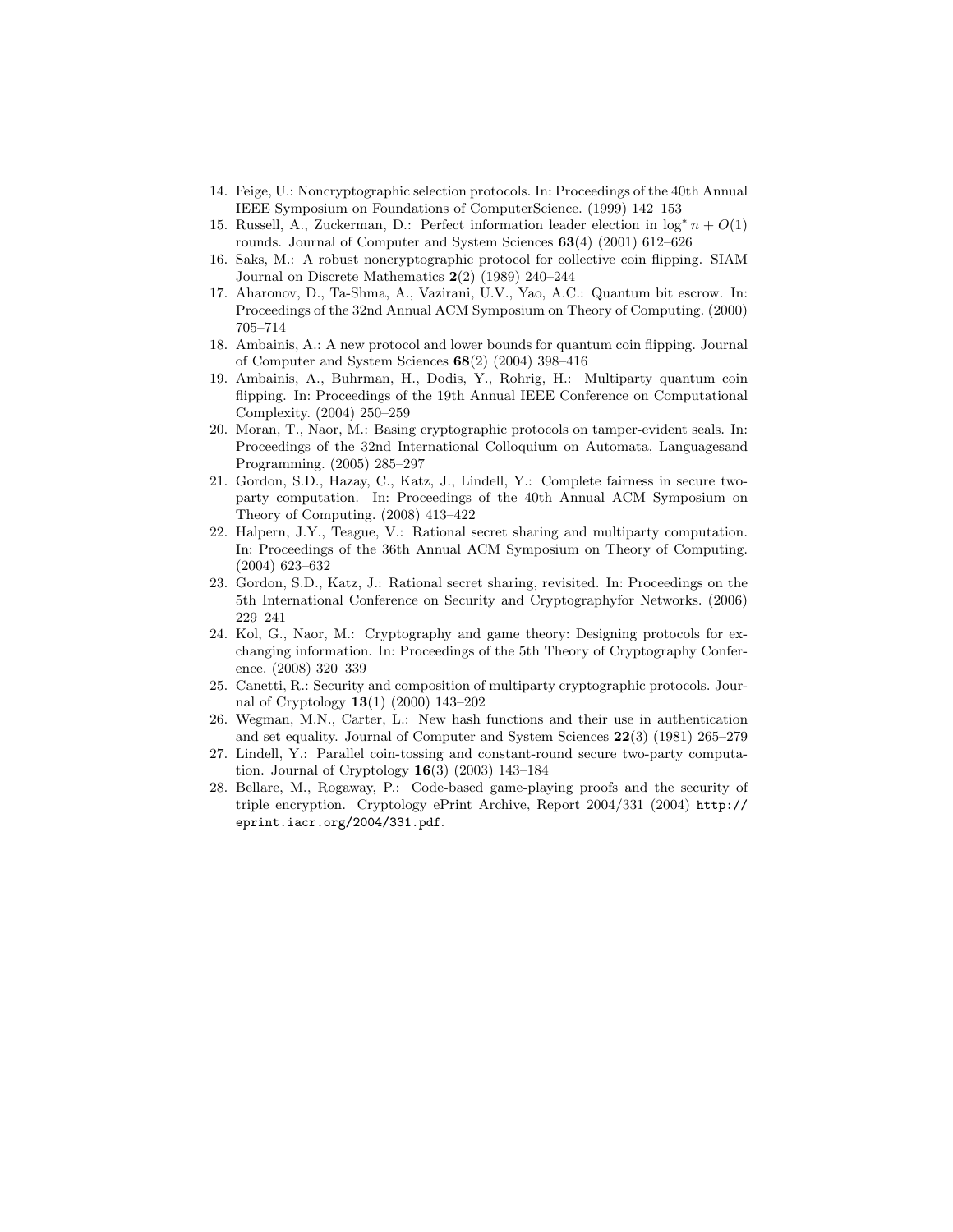14. Feige, U.: Noncryptographic selection protocols. In: Proceedings of the 40th Annual IEEE Symposium on Foundations of ComputerScience. (1999) 142–153
15. Russell, A., Zuckerman, D.: Perfect information leader election in $\log^* n + O(1)$ rounds. Journal of Computer and System Sciences **63**(4) (2001) 612–626
16. Saks, M.: A robust noncryptographic protocol for collective coin flipping. SIAM Journal on Discrete Mathematics **2**(2) (1989) 240–244
17. Aharonov, D., Ta-Shma, A., Vazirani, U.V., Yao, A.C.: Quantum bit escrow. In: Proceedings of the 32nd Annual ACM Symposium on Theory of Computing. (2000) 705–714
18. Ambainis, A.: A new protocol and lower bounds for quantum coin flipping. Journal of Computer and System Sciences **68**(2) (2004) 398–416
19. Ambainis, A., Buhrman, H., Dodis, Y., Rohrig, H.: Multiparty quantum coin flipping. In: Proceedings of the 19th Annual IEEE Conference on Computational Complexity. (2004) 250–259
20. Moran, T., Naor, M.: Basing cryptographic protocols on tamper-evident seals. In: Proceedings of the 32nd International Colloquium on Automata, Languagesand Programming. (2005) 285–297
21. Gordon, S.D., Hazay, C., Katz, J., Lindell, Y.: Complete fairness in secure two-party computation. In: Proceedings of the 40th Annual ACM Symposium on Theory of Computing. (2008) 413–422
22. Halpern, J.Y., Teague, V.: Rational secret sharing and multiparty computation. In: Proceedings of the 36th Annual ACM Symposium on Theory of Computing. (2004) 623–632
23. Gordon, S.D., Katz, J.: Rational secret sharing, revisited. In: Proceedings on the 5th International Conference on Security and Cryptographyfor Networks. (2006) 229–241
24. Kol, G., Naor, M.: Cryptography and game theory: Designing protocols for exchanging information. In: Proceedings of the 5th Theory of Cryptography Conference. (2008) 320–339
25. Canetti, R.: Security and composition of multiparty cryptographic protocols. Journal of Cryptology **13**(1) (2000) 143–202
26. Wegman, M.N., Carter, L.: New hash functions and their use in authentication and set equality. Journal of Computer and System Sciences **22**(3) (1981) 265–279
27. Lindell, Y.: Parallel coin-tossing and constant-round secure two-party computation. Journal of Cryptology **16**(3) (2003) 143–184
28. Bellare, M., Rogaway, P.: Code-based game-playing proofs and the security of triple encryption. Cryptology ePrint Archive, Report 2004/331 (2004) `http://eprint.iacr.org/2004/331.pdf`.